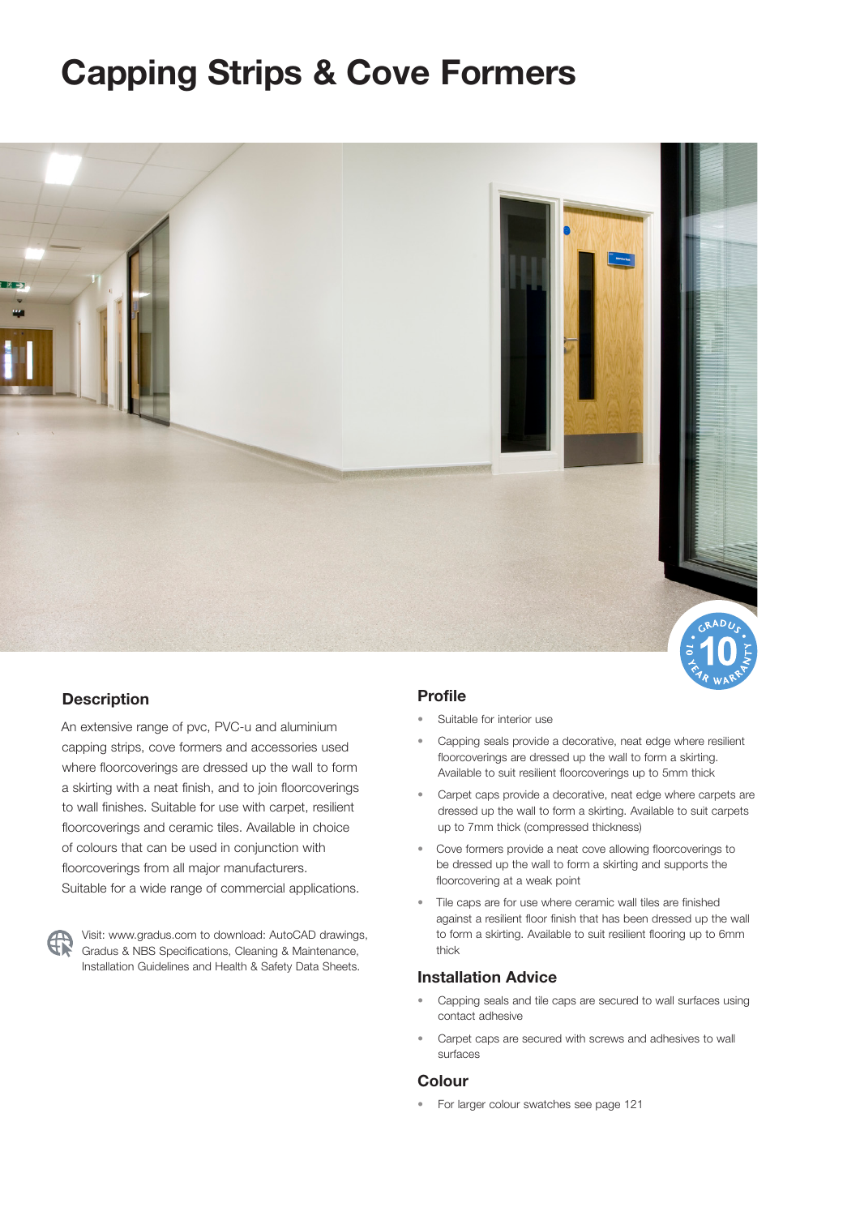# Capping Strips & Cove Formers

## Description

An extensive range of pvc, PVC-u and aluminium capping strips, cove formers and accessories used where floorcoverings are dressed up the wall to form a skirting with a neat finish, and to join floorcoverings to wall finishes. Suitable for use with carpet, resilient floorcoverings and ceramic tiles. Available in choice of colours that can be used in conjunction with floorcoverings from all major manufacturers. Suitable for a wide range of commercial applications.

Visit: www.gradus.com to download: AutoCAD drawings, Gradus & NBS Specifications, Cleaning & Maintenance, Installation Guidelines and Health & Safety Data Sheets.

## Profile

- Suitable for interior use
- Capping seals provide a decorative, neat edge where resilient floorcoverings are dressed up the wall to form a skirting. Available to suit resilient floorcoverings up to 5mm thick
- Carpet caps provide a decorative, neat edge where carpets are dressed up the wall to form a skirting. Available to suit carpets up to 7mm thick (compressed thickness)
- Cove formers provide a neat cove allowing floorcoverings to be dressed up the wall to form a skirting and supports the floorcovering at a weak point
- Tile caps are for use where ceramic wall tiles are finished against a resilient floor finish that has been dressed up the wall to form a skirting. Available to suit resilient flooring up to 6mm thick

## Installation Advice

- Capping seals and tile caps are secured to wall surfaces using contact adhesive
- Carpet caps are secured with screws and adhesives to wall surfaces

## Colour

- For larger colour swatches see page 121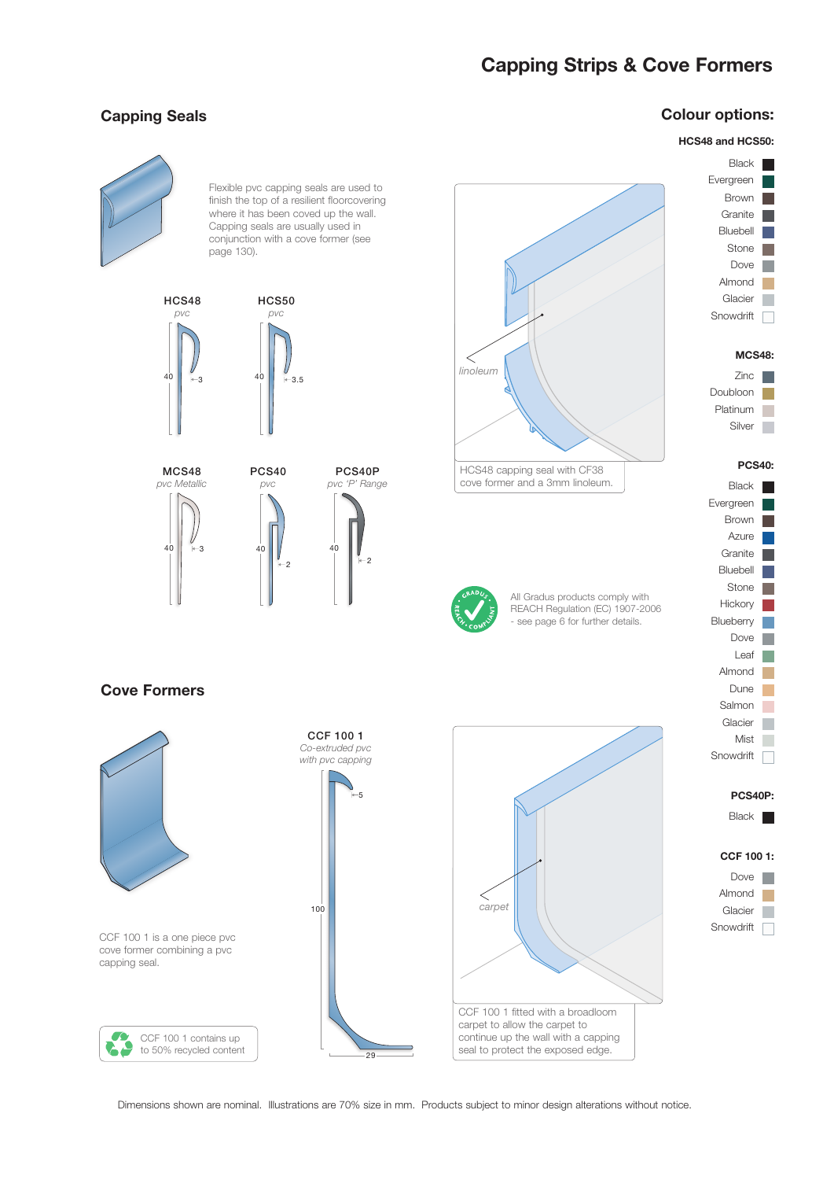# Capping Strips & Cove Formers

## Capping Seals

Flexible pvc capping seals are used to finish the top of a resilient floorcovering where it has been coved up the wall. Capping seals are usually used in conjunction with a cove former (see page 130).

**HCS48**
*pvc*
40, 3

**HCS50**
*pvc*
40, 3.5

**MCS48**
*pvc Metallic*
40, 3

**PCS40**
*pvc*
40, 2

**PCS40P**
*pvc 'P' Range*
40, 2

linoleum

HCS48 capping seal with CF38 cove former and a 3mm linoleum.

All Gradus products comply with REACH Regulation (EC) 1907-2006 - see page 6 for further details.

## Cove Formers

CCF 100 1 is a one piece pvc cove former combining a pvc capping seal.

CCF 100 1 contains up to 50% recycled content

**CCF 100 1**
*Co-extruded pvc with pvc capping*
5, 100, 29

carpet

CCF 100 1 fitted with a broadloom carpet to allow the carpet to continue up the wall with a capping seal to protect the exposed edge.

## Colour options:

**HCS48 and HCS50:**
- Black
- Evergreen
- Brown
- Granite
- Bluebell
- Stone
- Dove
- Almond
- Glacier
- Snowdrift

**MCS48:**
- Zinc
- Doubloon
- Platinum
- Silver

**PCS40:**
- Black
- Evergreen
- Brown
- Azure
- Granite
- Bluebell
- Stone
- Hickory
- Blueberry
- Dove
- Leaf
- Almond
- Dune
- Salmon
- Glacier
- Mist
- Snowdrift

**PCS40P:**
- Black

**CCF 100 1:**
- Dove
- Almond
- Glacier
- Snowdrift

Dimensions shown are nominal. Illustrations are 70% size in mm. Products subject to minor design alterations without notice.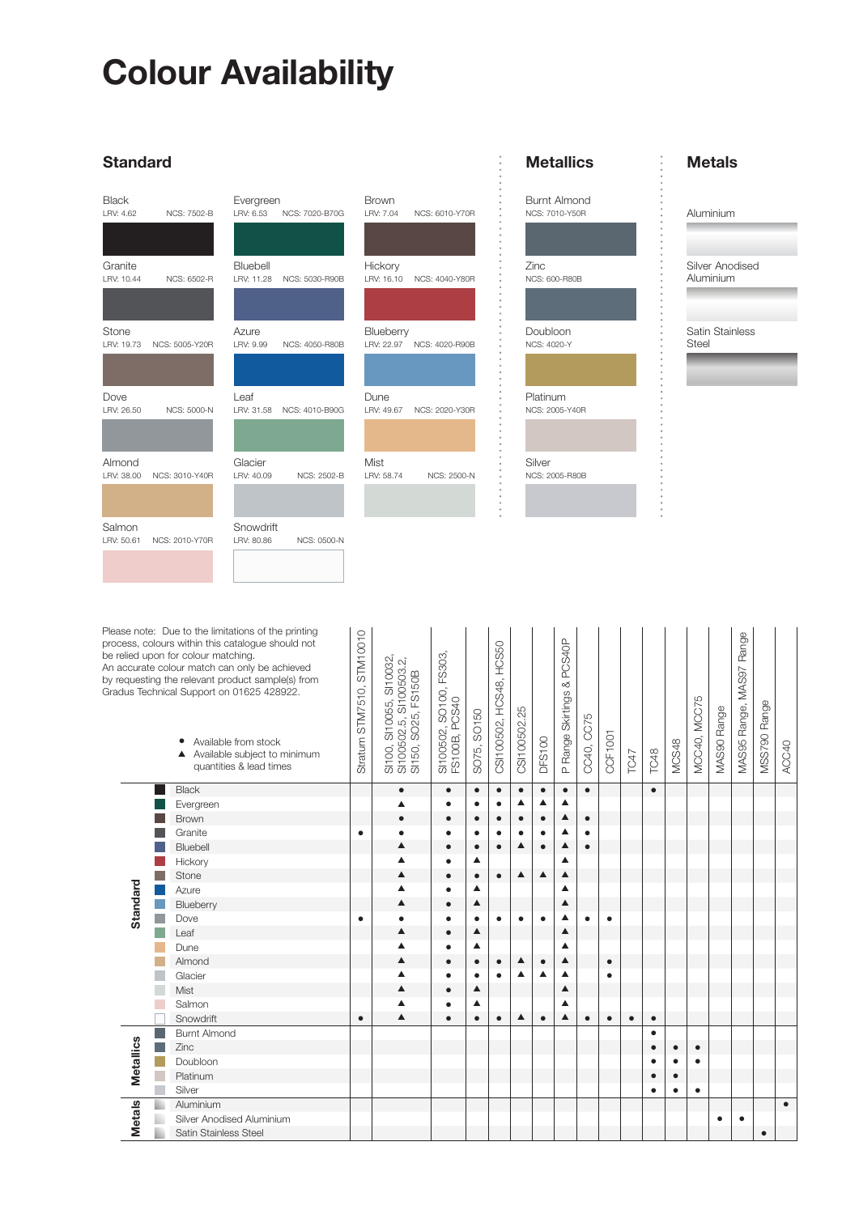# Colour Availability

## Standard

| Colour | LRV | NCS |
|---|---|---|
| Black | LRV: 4.62 | NCS: 7502-B |
| Granite | LRV: 10.44 | NCS: 6502-R |
| Stone | LRV: 19.73 | NCS: 5005-Y20R |
| Dove | LRV: 26.50 | NCS: 5000-N |
| Almond | LRV: 38.00 | NCS: 3010-Y40R |
| Salmon | LRV: 50.61 | NCS: 2010-Y70R |
| Evergreen | LRV: 6.53 | NCS: 7020-B70G |
| Bluebell | LRV: 11.28 | NCS: 5030-R90B |
| Azure | LRV: 9.99 | NCS: 4050-R80B |
| Leaf | LRV: 31.58 | NCS: 4010-B90G |
| Glacier | LRV: 40.09 | NCS: 2502-B |
| Snowdrift | LRV: 80.86 | NCS: 0500-N |
| Brown | LRV: 7.04 | NCS: 6010-Y70R |
| Hickory | LRV: 16.10 | NCS: 4040-Y80R |
| Blueberry | LRV: 22.97 | NCS: 4020-R90B |
| Dune | LRV: 49.67 | NCS: 2020-Y30R |
| Mist | LRV: 58.74 | NCS: 2500-N |

## Metallics

| Colour | NCS |
|---|---|
| Burnt Almond | NCS: 7010-Y50R |
| Zinc | NCS: 600-R80B |
| Doubloon | NCS: 4020-Y |
| Platinum | NCS: 2005-Y40R |
| Silver | NCS: 2005-R80B |

## Metals

- Aluminium
- Silver Anodised Aluminium
- Satin Stainless Steel

Please note: Due to the limitations of the printing process, colours within this catalogue should not be relied upon for colour matching. An accurate colour match can only be achieved by requesting the relevant product sample(s) from Gradus Technical Support on 01625 428922.

● Available from stock
▲ Available subject to minimum quantities & lead times

| | | Stratum STM7510, STM10010 | SI100, SI10055, SI10032, SI100502.5, SI100503.2, SI150, SO25, FS150B | SI100502, SO100, FS303, FS100B, PCS40 | SO75, SO150 | CSI100502, HCS48, HCS50 | CSI100502.25 | DFS100 | P Range Skirtings & PCS40P | CC40, CC75 | CCF1001 | TC47 | TC48 | MCS48 | MCC40, MCC75 | MAS90 Range | MAS95 Range, MAS97 Range | MSS790 Range | ACC40 |
|---|---|---|---|---|---|---|---|---|---|---|---|---|---|---|---|---|---|---|---|
| Standard | Black | | ● | ● | ● | ● | ● | ● | ● | ● | | | ● | | | | | | |
| | Evergreen | | ▲ | ● | ● | ● | ▲ | ▲ | ▲ | | | | | | | | | | |
| | Brown | | ● | ● | ● | ● | ● | ● | ▲ | ● | | | | | | | | | |
| | Granite | ● | ● | ● | ● | ● | ● | ● | ▲ | ● | | | | | | | | | |
| | Bluebell | | ▲ | ● | ● | ● | ▲ | ● | ▲ | ● | | | | | | | | | |
| | Hickory | | ▲ | ● | ▲ | | | | ▲ | | | | | | | | | | |
| | Stone | | ▲ | ● | ● | ● | ▲ | ▲ | ▲ | | | | | | | | | | |
| | Azure | | ▲ | ● | ▲ | | | | ▲ | | | | | | | | | | |
| | Blueberry | | ▲ | ● | ▲ | | | | ▲ | | | | | | | | | | |
| | Dove | ● | ● | ● | ● | ● | ● | ● | ▲ | ● | ● | | | | | | | | |
| | Leaf | | ▲ | ● | ▲ | | | | ▲ | | | | | | | | | | |
| | Dune | | ▲ | ● | ▲ | | | | ▲ | | | | | | | | | | |
| | Almond | | ▲ | ● | ● | ● | ▲ | ● | ▲ | | ● | | | | | | | | |
| | Glacier | | ▲ | ● | ● | ● | ▲ | ▲ | ▲ | | ● | | | | | | | | |
| | Mist | | ▲ | ● | ▲ | | | | ▲ | | | | | | | | | | |
| | Salmon | | ▲ | ● | ▲ | | | | ▲ | | | | | | | | | | |
| | Snowdrift | ● | ▲ | ● | ● | ● | ▲ | ● | ▲ | ● | ● | ● | ● | | | | | | |
| Metallics | Burnt Almond | | | | | | | | | | | | ● | | | | | | |
| | Zinc | | | | | | | | | | | | ● | ● | ● | | | | |
| | Doubloon | | | | | | | | | | | | ● | ● | ● | | | | |
| | Platinum | | | | | | | | | | | | ● | ● | | | | | |
| | Silver | | | | | | | | | | | | ● | ● | ● | | | | |
| Metals | Aluminium | | | | | | | | | | | | | | | | | | ● |
| | Silver Anodised Aluminium | | | | | | | | | | | | | | | ● | ● | | |
| | Satin Stainless Steel | | | | | | | | | | | | | | | | | ● | |